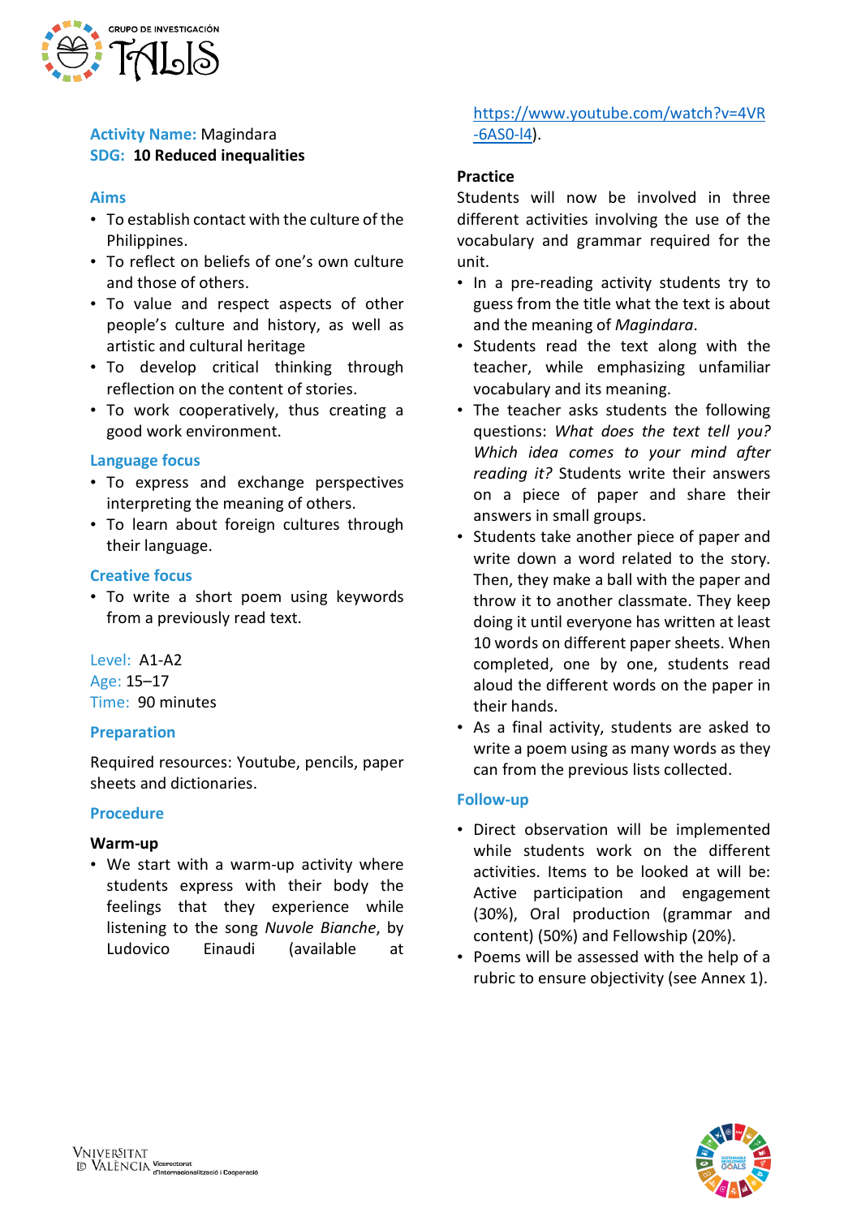**Activity Name:** Magindara
**SDG:** **10 Reduced inequalities**

## Aims

- To establish contact with the culture of the Philippines.
- To reflect on beliefs of one's own culture and those of others.
- To value and respect aspects of other people's culture and history, as well as artistic and cultural heritage
- To develop critical thinking through reflection on the content of stories.
- To work cooperatively, thus creating a good work environment.

## Language focus

- To express and exchange perspectives interpreting the meaning of others.
- To learn about foreign cultures through their language.

## Creative focus

- To write a short poem using keywords from a previously read text.

Level: A1-A2
Age: 15–17
Time: 90 minutes

## Preparation

Required resources: Youtube, pencils, paper sheets and dictionaries.

## Procedure

### Warm-up

- We start with a warm-up activity where students express with their body the feelings that they experience while listening to the song *Nuvole Bianche*, by Ludovico Einaudi (available at https://www.youtube.com/watch?v=4VR-6AS0-I4).

### Practice

Students will now be involved in three different activities involving the use of the vocabulary and grammar required for the unit.

- In a pre-reading activity students try to guess from the title what the text is about and the meaning of *Magindara*.
- Students read the text along with the teacher, while emphasizing unfamiliar vocabulary and its meaning.
- The teacher asks students the following questions: *What does the text tell you? Which idea comes to your mind after reading it?* Students write their answers on a piece of paper and share their answers in small groups.
- Students take another piece of paper and write down a word related to the story. Then, they make a ball with the paper and throw it to another classmate. They keep doing it until everyone has written at least 10 words on different paper sheets. When completed, one by one, students read aloud the different words on the paper in their hands.
- As a final activity, students are asked to write a poem using as many words as they can from the previous lists collected.

## Follow-up

- Direct observation will be implemented while students work on the different activities. Items to be looked at will be: Active participation and engagement (30%), Oral production (grammar and content) (50%) and Fellowship (20%).
- Poems will be assessed with the help of a rubric to ensure objectivity (see Annex 1).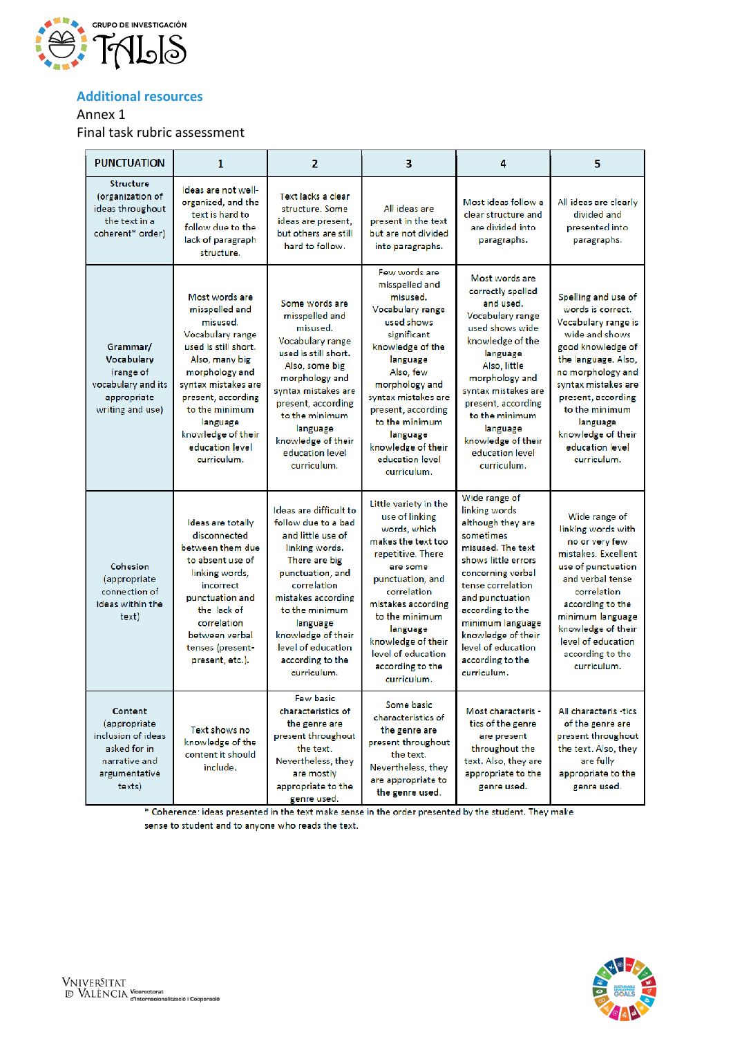## Additional resources

Annex 1

Final task rubric assessment

| PUNCTUATION | 1 | 2 | 3 | 4 | 5 |
|---|---|---|---|---|---|
| Structure (organization of ideas throughout the text in a coherent* order) | Ideas are not well-organized, and the text is hard to follow due to the lack of paragraph structure. | Text lacks a clear structure. Some ideas are present, but others are still hard to follow. | All ideas are present in the text but are not divided into paragraphs. | Most ideas follow a clear structure and are divided into paragraphs. | All ideas are clearly divided and presented into paragraphs. |
| Grammar/ Vocabulary (range of vocabulary and its appropriate writing and use) | Most words are misspelled and misused. Vocabulary range used is still short. Also, many big morphology and syntax mistakes are present, according to the minimum language knowledge of their education level curriculum. | Some words are misspelled and misused. Vocabulary range used is still short. Also, some big morphology and syntax mistakes are present, according to the minimum language knowledge of their education level curriculum. | Few words are misspelled and misused. Vocabulary range used shows significant knowledge of the language. Also, few morphology and syntax mistakes are present, according to the minimum language knowledge of their education level curriculum. | Most words are correctly spelled and used. Vocabulary range used shows wide knowledge of the language. Also, little morphology and syntax mistakes are present, according to the minimum language knowledge of their education level curriculum. | Spelling and use of words is correct. Vocabulary range is wide and shows good knowledge of the language. Also, no morphology and syntax mistakes are present, according to the minimum language knowledge of their education level curriculum. |
| Cohesion (appropriate connection of ideas within the text) | Ideas are totally disconnected between them due to absent use of linking words, incorrect punctuation and the lack of correlation between verbal tenses (present-present, etc.). | Ideas are difficult to follow due to a bad and little use of linking words. There are big punctuation, and correlation mistakes according to the minimum language knowledge of their level of education according to the curriculum. | Little variety in the use of linking words, which makes the text too repetitive. There are some punctuation, and correlation mistakes according to the minimum language knowledge of their level of education according to the curriculum. | Wide range of linking words although they are sometimes misused. The text shows little errors concerning verbal tense correlation and punctuation according to the minimum language knowledge of their level of education according to the curriculum. | Wide range of linking words with no or very few mistakes. Excellent use of punctuation and verbal tense correlation according to the minimum language knowledge of their level of education according to the curriculum. |
| Content (appropriate inclusion of ideas asked for in narrative and argumentative texts) | Text shows no knowledge of the content it should include. | Few basic characteristics of the genre are present throughout the text. Nevertheless, they are mostly appropriate to the genre used. | Some basic characteristics of the genre are present throughout the text. Nevertheless, they are appropriate to the genre used. | Most characteris-tics of the genre are present throughout the text. Also, they are appropriate to the genre used. | All characteris-tics of the genre are present throughout the text. Also, they are fully appropriate to the genre used. |

* Coherence: ideas presented in the text make sense in the order presented by the student. They make sense to student and to anyone who reads the text.